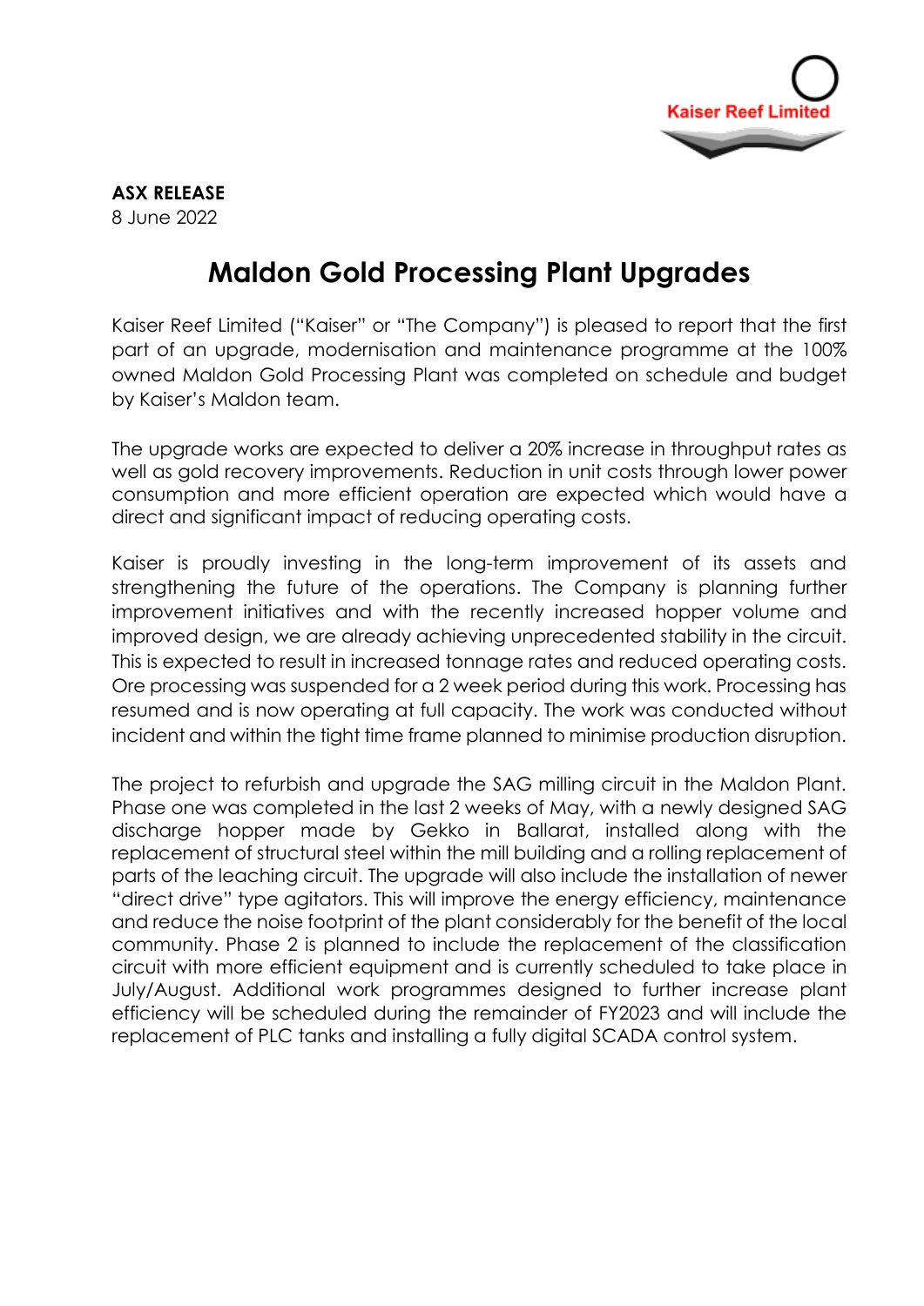**ASX RELEASE**
8 June 2022

# Maldon Gold Processing Plant Upgrades

Kaiser Reef Limited ("Kaiser" or "The Company") is pleased to report that the first part of an upgrade, modernisation and maintenance programme at the 100% owned Maldon Gold Processing Plant was completed on schedule and budget by Kaiser's Maldon team.

The upgrade works are expected to deliver a 20% increase in throughput rates as well as gold recovery improvements. Reduction in unit costs through lower power consumption and more efficient operation are expected which would have a direct and significant impact of reducing operating costs.

Kaiser is proudly investing in the long-term improvement of its assets and strengthening the future of the operations. The Company is planning further improvement initiatives and with the recently increased hopper volume and improved design, we are already achieving unprecedented stability in the circuit. This is expected to result in increased tonnage rates and reduced operating costs. Ore processing was suspended for a 2 week period during this work. Processing has resumed and is now operating at full capacity. The work was conducted without incident and within the tight time frame planned to minimise production disruption.

The project to refurbish and upgrade the SAG milling circuit in the Maldon Plant. Phase one was completed in the last 2 weeks of May, with a newly designed SAG discharge hopper made by Gekko in Ballarat, installed along with the replacement of structural steel within the mill building and a rolling replacement of parts of the leaching circuit. The upgrade will also include the installation of newer "direct drive" type agitators. This will improve the energy efficiency, maintenance and reduce the noise footprint of the plant considerably for the benefit of the local community. Phase 2 is planned to include the replacement of the classification circuit with more efficient equipment and is currently scheduled to take place in July/August. Additional work programmes designed to further increase plant efficiency will be scheduled during the remainder of FY2023 and will include the replacement of PLC tanks and installing a fully digital SCADA control system.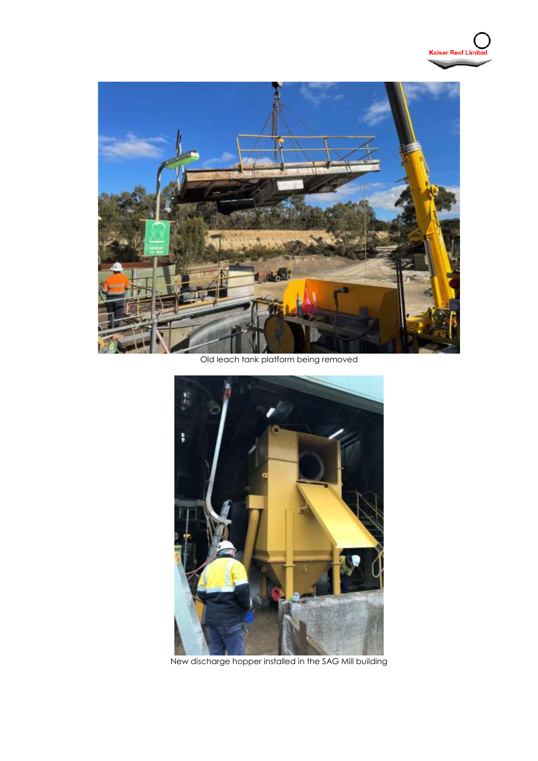Old leach tank platform being removed

New discharge hopper installed in the SAG Mill building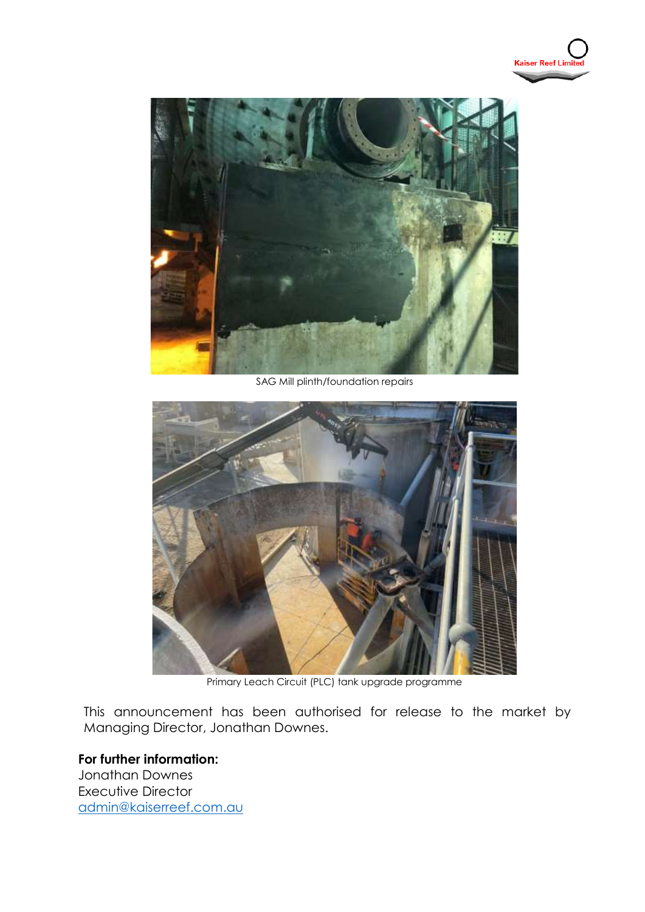SAG Mill plinth/foundation repairs

Primary Leach Circuit (PLC) tank upgrade programme

This announcement has been authorised for release to the market by Managing Director, Jonathan Downes.

**For further information:**
Jonathan Downes
Executive Director
[admin@kaiserreef.com.au](mailto:admin@kaiserreef.com.au)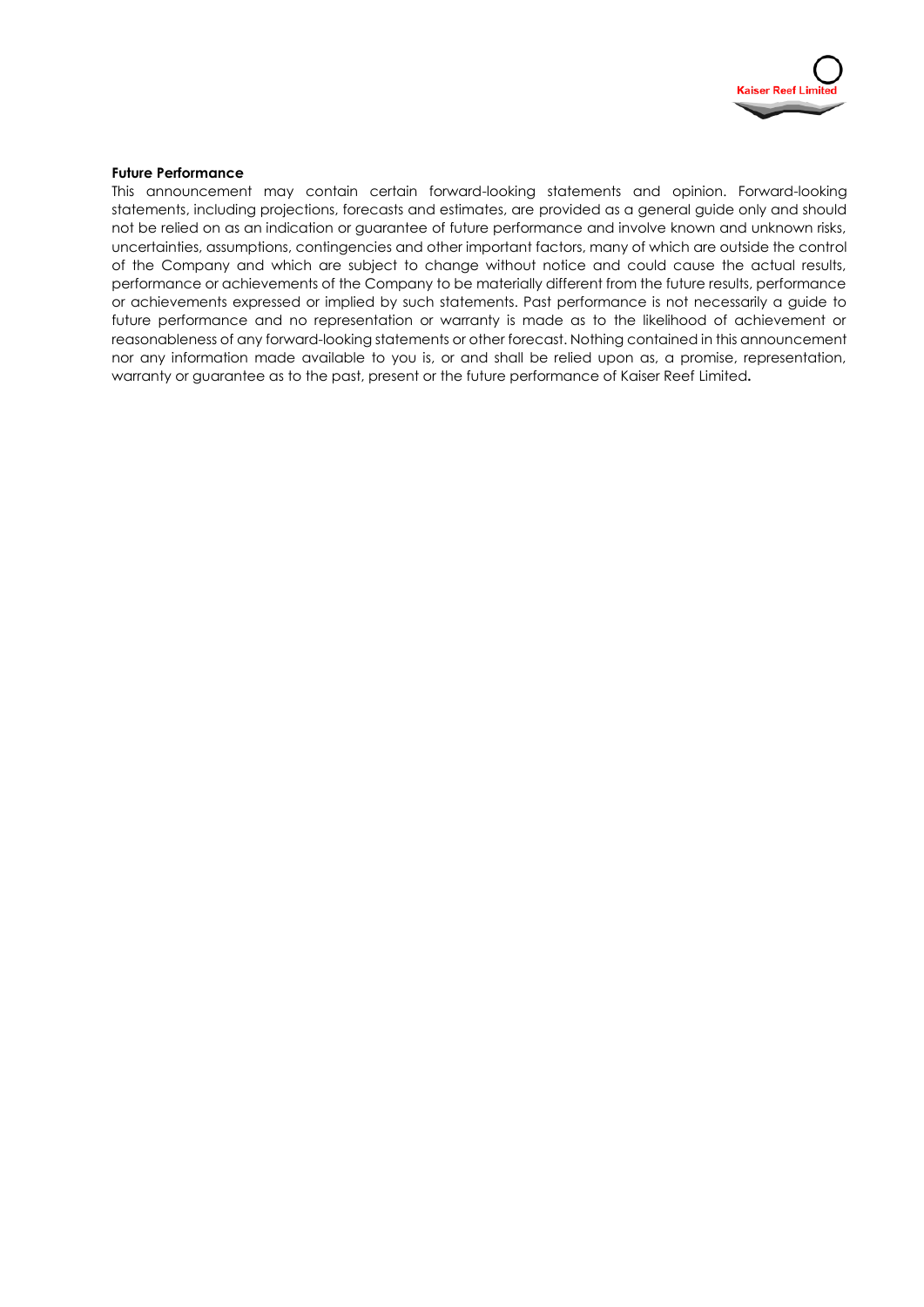**Future Performance**

This announcement may contain certain forward-looking statements and opinion. Forward-looking statements, including projections, forecasts and estimates, are provided as a general guide only and should not be relied on as an indication or guarantee of future performance and involve known and unknown risks, uncertainties, assumptions, contingencies and other important factors, many of which are outside the control of the Company and which are subject to change without notice and could cause the actual results, performance or achievements of the Company to be materially different from the future results, performance or achievements expressed or implied by such statements. Past performance is not necessarily a guide to future performance and no representation or warranty is made as to the likelihood of achievement or reasonableness of any forward-looking statements or other forecast. Nothing contained in this announcement nor any information made available to you is, or and shall be relied upon as, a promise, representation, warranty or guarantee as to the past, present or the future performance of Kaiser Reef Limited**.**